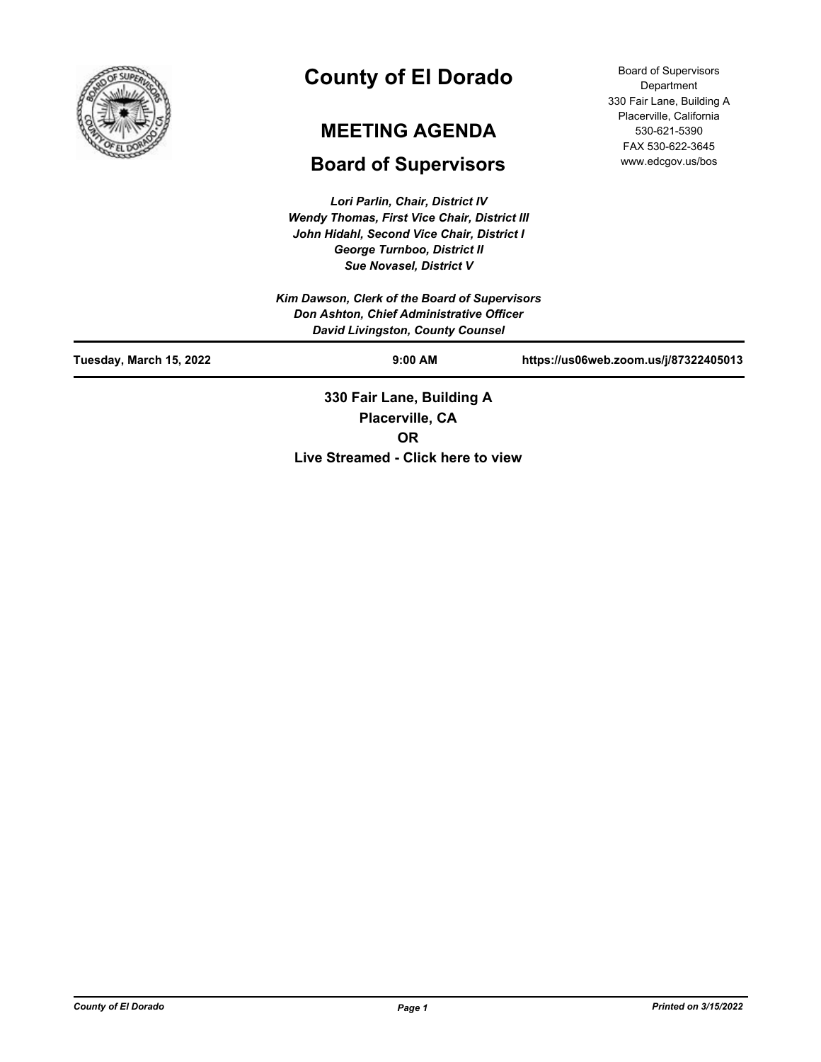# County of El Dorado

## MEETING AGENDA

## Board of Supervisors

Board of Supervisors Department
330 Fair Lane, Building A
Placerville, California
530-621-5390
FAX 530-622-3645
www.edcgov.us/bos

*Lori Parlin, Chair, District IV*
*Wendy Thomas, First Vice Chair, District III*
*John Hidahl, Second Vice Chair, District I*
*George Turnboo, District II*
*Sue Novasel, District V*

*Kim Dawson, Clerk of the Board of Supervisors*
*Don Ashton, Chief Administrative Officer*
*David Livingston, County Counsel*

**Tuesday, March 15, 2022** **9:00 AM** **https://us06web.zoom.us/j/87322405013**

**330 Fair Lane, Building A**
**Placerville, CA**
**OR**
**Live Streamed - Click here to view**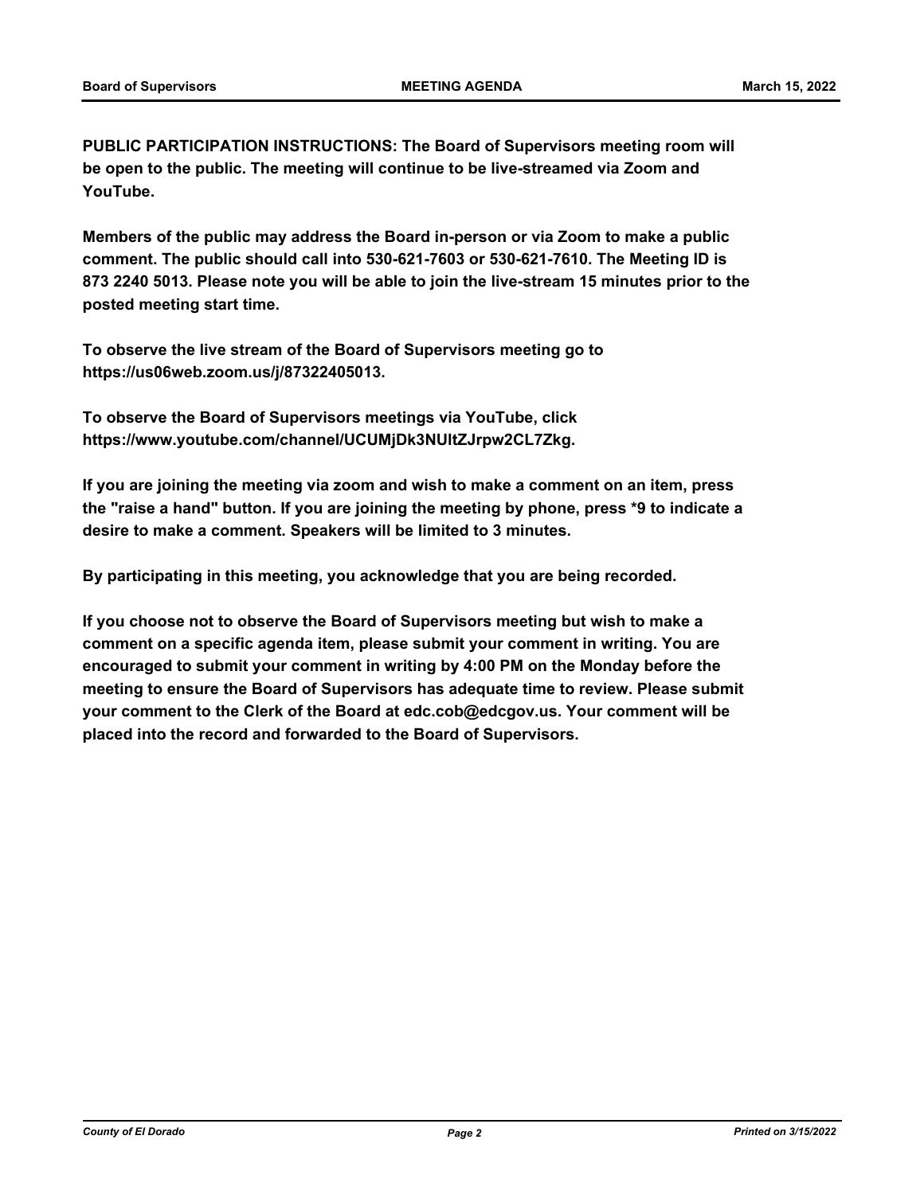**PUBLIC PARTICIPATION INSTRUCTIONS: The Board of Supervisors meeting room will be open to the public. The meeting will continue to be live-streamed via Zoom and YouTube.**

**Members of the public may address the Board in-person or via Zoom to make a public comment. The public should call into 530-621-7603 or 530-621-7610. The Meeting ID is 873 2240 5013. Please note you will be able to join the live-stream 15 minutes prior to the posted meeting start time.**

**To observe the live stream of the Board of Supervisors meeting go to https://us06web.zoom.us/j/87322405013.**

**To observe the Board of Supervisors meetings via YouTube, click https://www.youtube.com/channel/UCUMjDk3NUltZJrpw2CL7Zkg.**

**If you are joining the meeting via zoom and wish to make a comment on an item, press the "raise a hand" button. If you are joining the meeting by phone, press *9 to indicate a desire to make a comment. Speakers will be limited to 3 minutes.**

**By participating in this meeting, you acknowledge that you are being recorded.**

**If you choose not to observe the Board of Supervisors meeting but wish to make a comment on a specific agenda item, please submit your comment in writing. You are encouraged to submit your comment in writing by 4:00 PM on the Monday before the meeting to ensure the Board of Supervisors has adequate time to review. Please submit your comment to the Clerk of the Board at edc.cob@edcgov.us. Your comment will be placed into the record and forwarded to the Board of Supervisors.**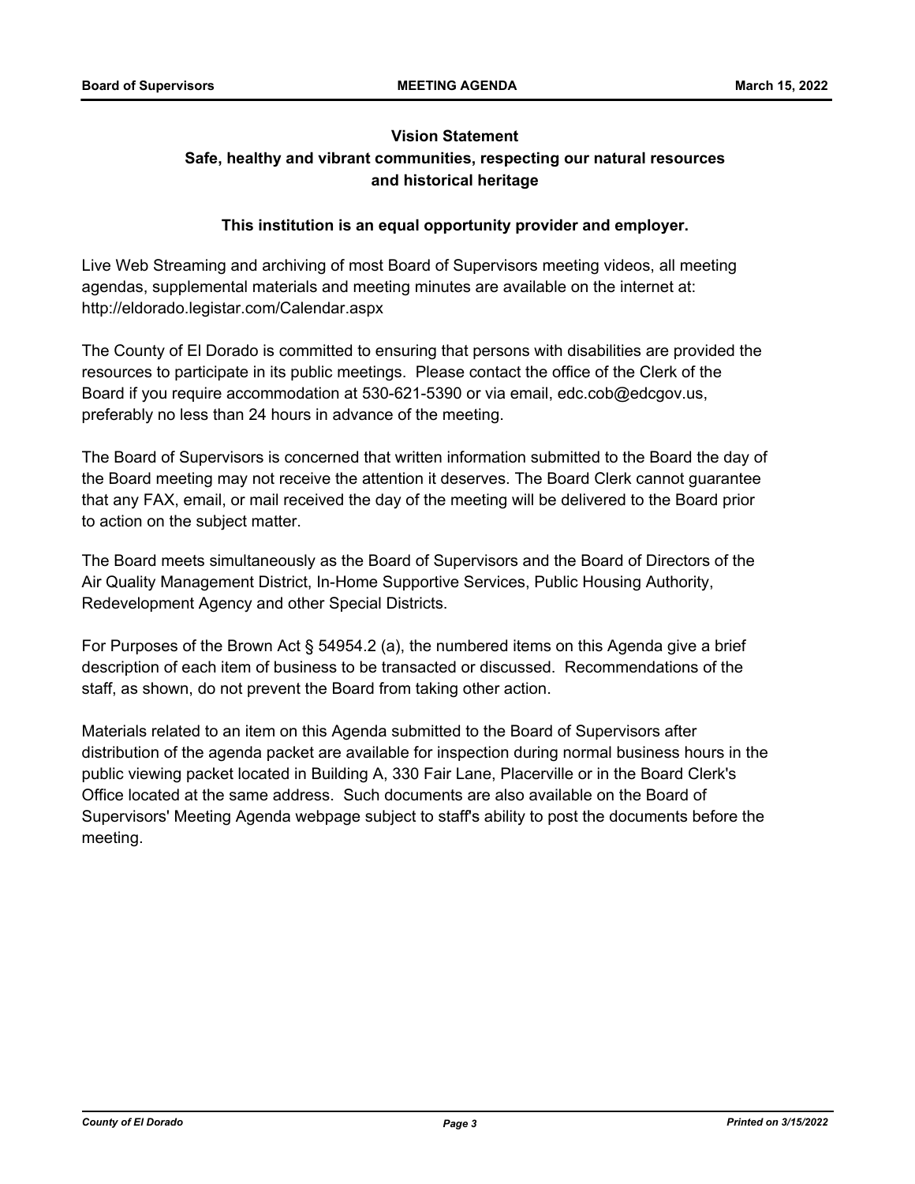**Vision Statement**

**Safe, healthy and vibrant communities, respecting our natural resources and historical heritage**

**This institution is an equal opportunity provider and employer.**

Live Web Streaming and archiving of most Board of Supervisors meeting videos, all meeting agendas, supplemental materials and meeting minutes are available on the internet at: http://eldorado.legistar.com/Calendar.aspx

The County of El Dorado is committed to ensuring that persons with disabilities are provided the resources to participate in its public meetings. Please contact the office of the Clerk of the Board if you require accommodation at 530-621-5390 or via email, edc.cob@edcgov.us, preferably no less than 24 hours in advance of the meeting.

The Board of Supervisors is concerned that written information submitted to the Board the day of the Board meeting may not receive the attention it deserves. The Board Clerk cannot guarantee that any FAX, email, or mail received the day of the meeting will be delivered to the Board prior to action on the subject matter.

The Board meets simultaneously as the Board of Supervisors and the Board of Directors of the Air Quality Management District, In-Home Supportive Services, Public Housing Authority, Redevelopment Agency and other Special Districts.

For Purposes of the Brown Act § 54954.2 (a), the numbered items on this Agenda give a brief description of each item of business to be transacted or discussed. Recommendations of the staff, as shown, do not prevent the Board from taking other action.

Materials related to an item on this Agenda submitted to the Board of Supervisors after distribution of the agenda packet are available for inspection during normal business hours in the public viewing packet located in Building A, 330 Fair Lane, Placerville or in the Board Clerk's Office located at the same address. Such documents are also available on the Board of Supervisors' Meeting Agenda webpage subject to staff's ability to post the documents before the meeting.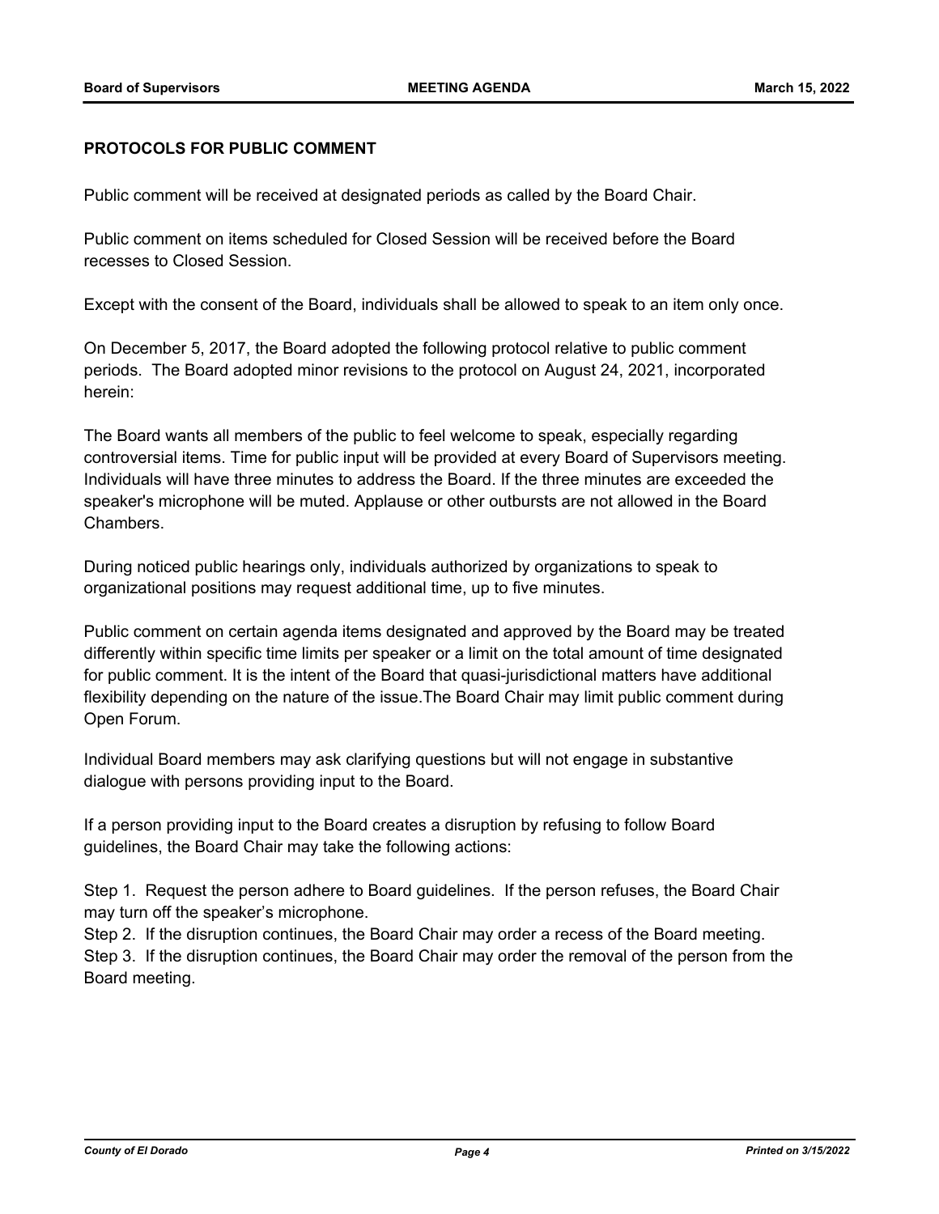## PROTOCOLS FOR PUBLIC COMMENT

Public comment will be received at designated periods as called by the Board Chair.

Public comment on items scheduled for Closed Session will be received before the Board recesses to Closed Session.

Except with the consent of the Board, individuals shall be allowed to speak to an item only once.

On December 5, 2017, the Board adopted the following protocol relative to public comment periods. The Board adopted minor revisions to the protocol on August 24, 2021, incorporated herein:

The Board wants all members of the public to feel welcome to speak, especially regarding controversial items. Time for public input will be provided at every Board of Supervisors meeting. Individuals will have three minutes to address the Board. If the three minutes are exceeded the speaker's microphone will be muted. Applause or other outbursts are not allowed in the Board Chambers.

During noticed public hearings only, individuals authorized by organizations to speak to organizational positions may request additional time, up to five minutes.

Public comment on certain agenda items designated and approved by the Board may be treated differently within specific time limits per speaker or a limit on the total amount of time designated for public comment. It is the intent of the Board that quasi-jurisdictional matters have additional flexibility depending on the nature of the issue.The Board Chair may limit public comment during Open Forum.

Individual Board members may ask clarifying questions but will not engage in substantive dialogue with persons providing input to the Board.

If a person providing input to the Board creates a disruption by refusing to follow Board guidelines, the Board Chair may take the following actions:

Step 1. Request the person adhere to Board guidelines. If the person refuses, the Board Chair may turn off the speaker's microphone.
Step 2. If the disruption continues, the Board Chair may order a recess of the Board meeting.
Step 3. If the disruption continues, the Board Chair may order the removal of the person from the Board meeting.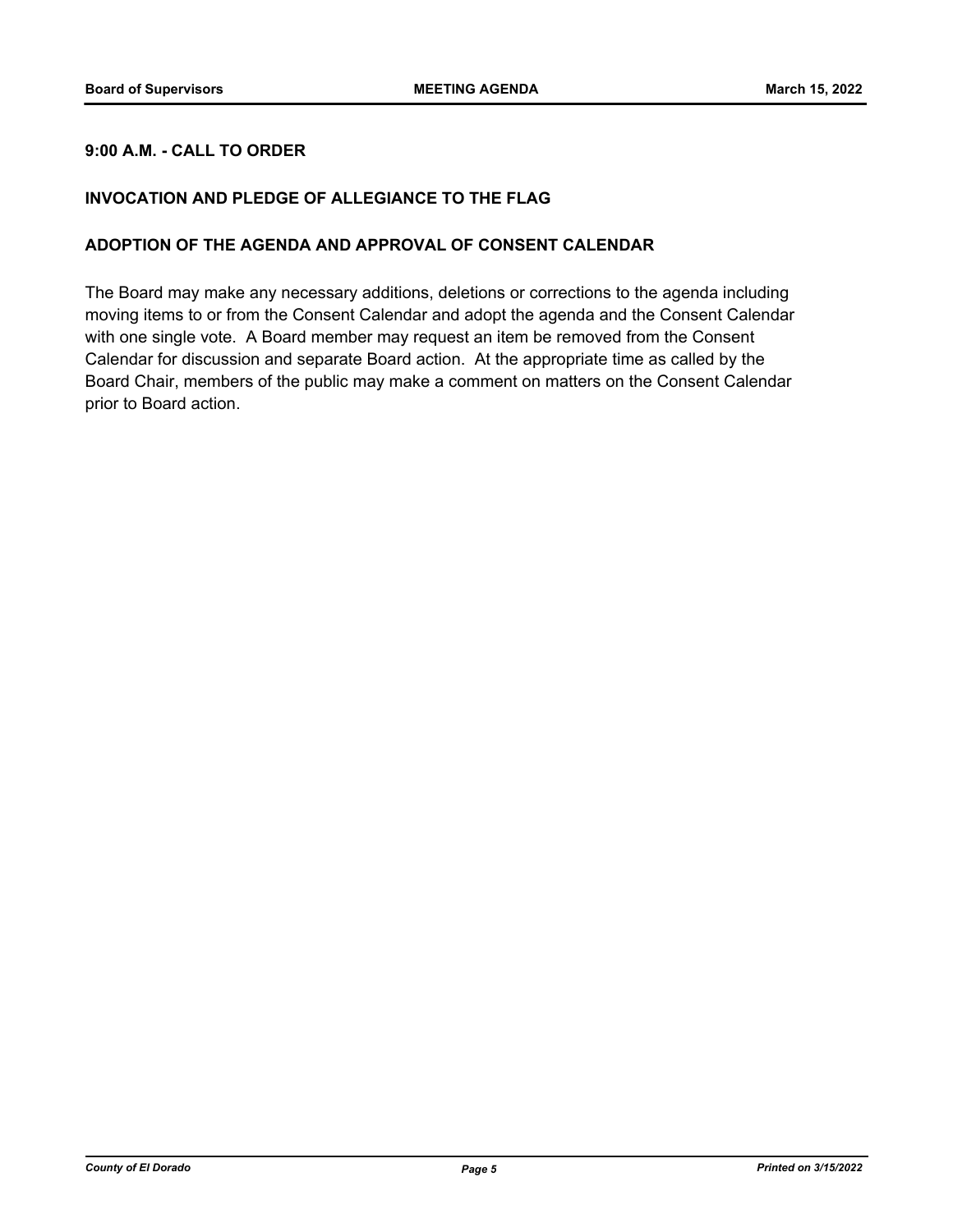**9:00 A.M. - CALL TO ORDER**

**INVOCATION AND PLEDGE OF ALLEGIANCE TO THE FLAG**

**ADOPTION OF THE AGENDA AND APPROVAL OF CONSENT CALENDAR**

The Board may make any necessary additions, deletions or corrections to the agenda including moving items to or from the Consent Calendar and adopt the agenda and the Consent Calendar with one single vote. A Board member may request an item be removed from the Consent Calendar for discussion and separate Board action. At the appropriate time as called by the Board Chair, members of the public may make a comment on matters on the Consent Calendar prior to Board action.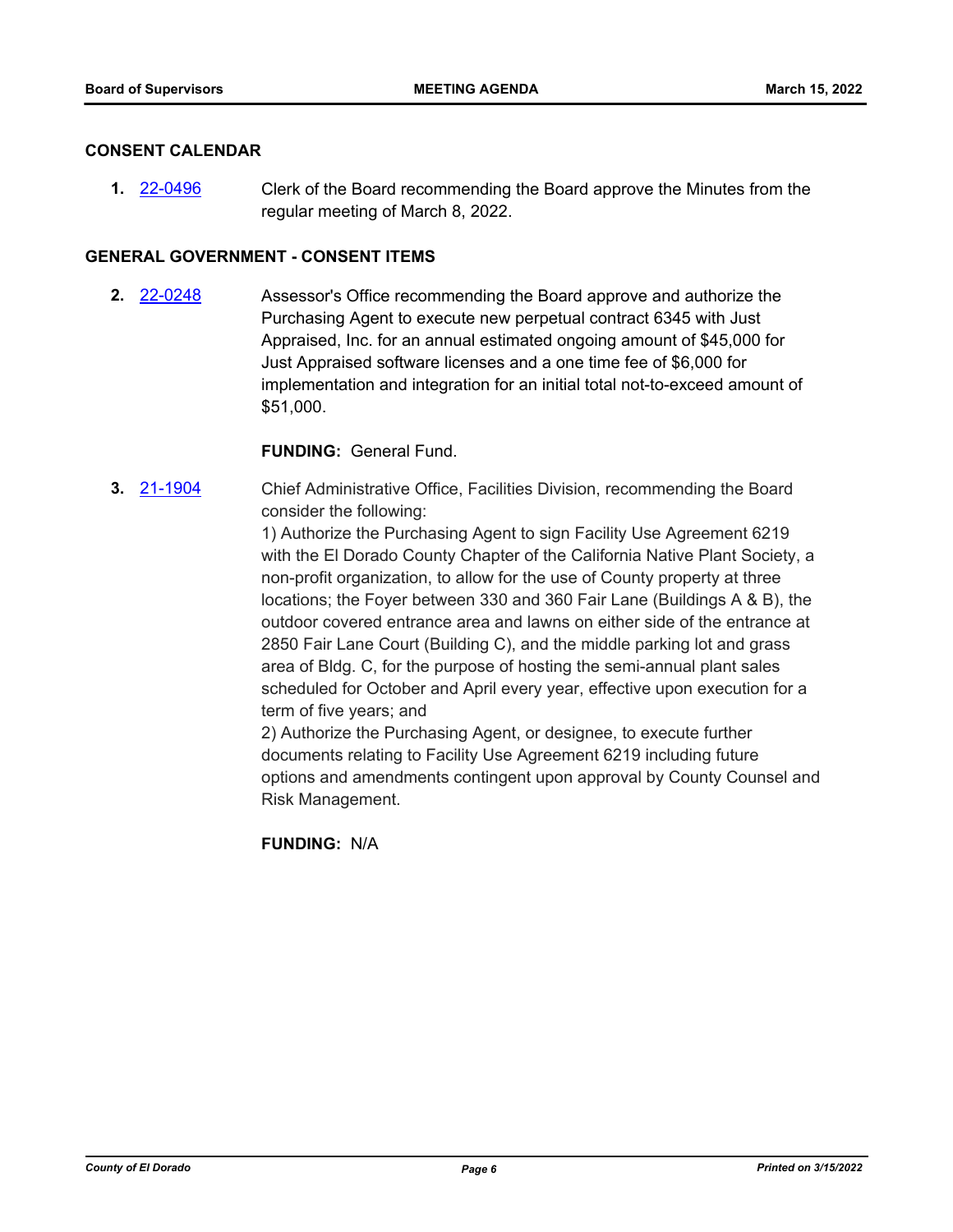## CONSENT CALENDAR

**1.** 22-0496 Clerk of the Board recommending the Board approve the Minutes from the regular meeting of March 8, 2022.

## GENERAL GOVERNMENT - CONSENT ITEMS

**2.** 22-0248 Assessor's Office recommending the Board approve and authorize the Purchasing Agent to execute new perpetual contract 6345 with Just Appraised, Inc. for an annual estimated ongoing amount of $45,000 for Just Appraised software licenses and a one time fee of $6,000 for implementation and integration for an initial total not-to-exceed amount of $51,000.

**FUNDING:** General Fund.

**3.** 21-1904 Chief Administrative Office, Facilities Division, recommending the Board consider the following:
1) Authorize the Purchasing Agent to sign Facility Use Agreement 6219 with the El Dorado County Chapter of the California Native Plant Society, a non-profit organization, to allow for the use of County property at three locations; the Foyer between 330 and 360 Fair Lane (Buildings A & B), the outdoor covered entrance area and lawns on either side of the entrance at 2850 Fair Lane Court (Building C), and the middle parking lot and grass area of Bldg. C, for the purpose of hosting the semi-annual plant sales scheduled for October and April every year, effective upon execution for a term of five years; and
2) Authorize the Purchasing Agent, or designee, to execute further documents relating to Facility Use Agreement 6219 including future options and amendments contingent upon approval by County Counsel and Risk Management.

**FUNDING:** N/A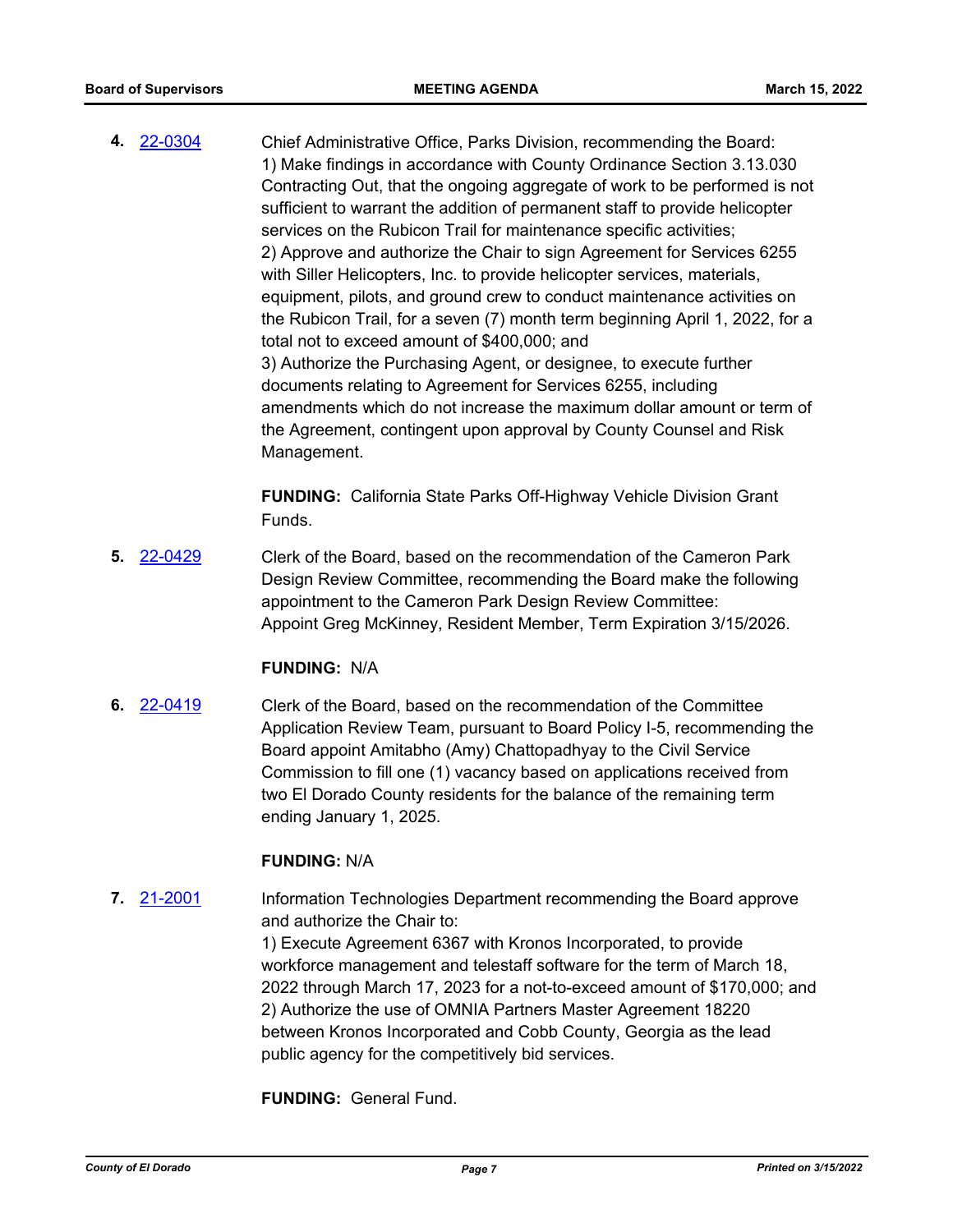**4.** 22-0304

Chief Administrative Office, Parks Division, recommending the Board:
1) Make findings in accordance with County Ordinance Section 3.13.030 Contracting Out, that the ongoing aggregate of work to be performed is not sufficient to warrant the addition of permanent staff to provide helicopter services on the Rubicon Trail for maintenance specific activities;
2) Approve and authorize the Chair to sign Agreement for Services 6255 with Siller Helicopters, Inc. to provide helicopter services, materials, equipment, pilots, and ground crew to conduct maintenance activities on the Rubicon Trail, for a seven (7) month term beginning April 1, 2022, for a total not to exceed amount of $400,000; and
3) Authorize the Purchasing Agent, or designee, to execute further documents relating to Agreement for Services 6255, including amendments which do not increase the maximum dollar amount or term of the Agreement, contingent upon approval by County Counsel and Risk Management.

**FUNDING:** California State Parks Off-Highway Vehicle Division Grant Funds.

**5.** 22-0429

Clerk of the Board, based on the recommendation of the Cameron Park Design Review Committee, recommending the Board make the following appointment to the Cameron Park Design Review Committee:
Appoint Greg McKinney, Resident Member, Term Expiration 3/15/2026.

**FUNDING:** N/A

**6.** 22-0419

Clerk of the Board, based on the recommendation of the Committee Application Review Team, pursuant to Board Policy I-5, recommending the Board appoint Amitabho (Amy) Chattopadhyay to the Civil Service Commission to fill one (1) vacancy based on applications received from two El Dorado County residents for the balance of the remaining term ending January 1, 2025.

**FUNDING:** N/A

**7.** 21-2001

Information Technologies Department recommending the Board approve and authorize the Chair to:
1) Execute Agreement 6367 with Kronos Incorporated, to provide workforce management and telestaff software for the term of March 18, 2022 through March 17, 2023 for a not-to-exceed amount of $170,000; and
2) Authorize the use of OMNIA Partners Master Agreement 18220 between Kronos Incorporated and Cobb County, Georgia as the lead public agency for the competitively bid services.

**FUNDING:** General Fund.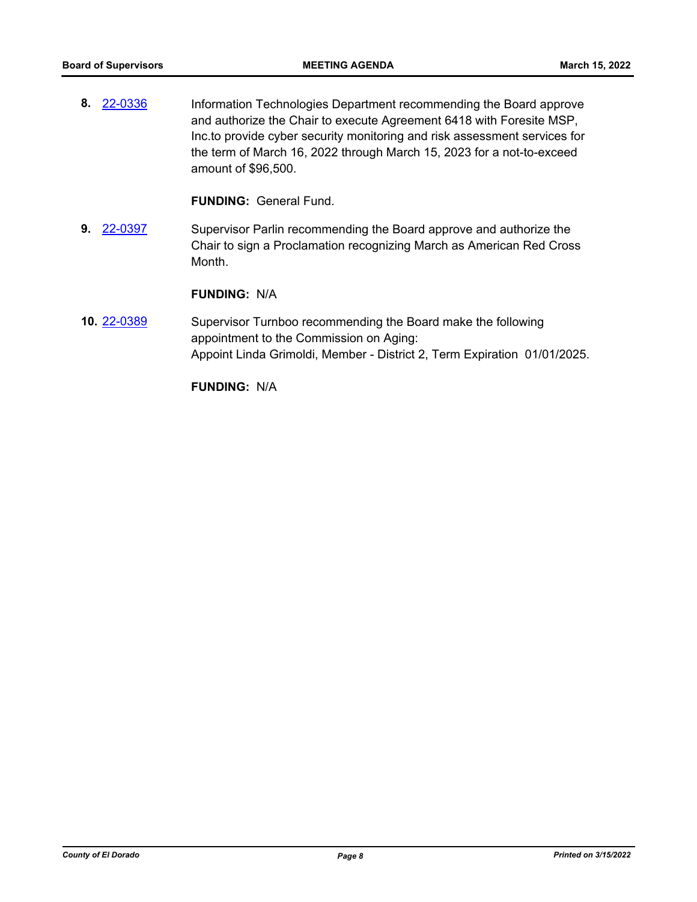**8.** 22-0336 Information Technologies Department recommending the Board approve and authorize the Chair to execute Agreement 6418 with Foresite MSP, Inc.to provide cyber security monitoring and risk assessment services for the term of March 16, 2022 through March 15, 2023 for a not-to-exceed amount of $96,500.

**FUNDING:** General Fund.

**9.** 22-0397 Supervisor Parlin recommending the Board approve and authorize the Chair to sign a Proclamation recognizing March as American Red Cross Month.

**FUNDING:** N/A

**10.** 22-0389 Supervisor Turnboo recommending the Board make the following appointment to the Commission on Aging:
Appoint Linda Grimoldi, Member - District 2, Term Expiration 01/01/2025.

**FUNDING:** N/A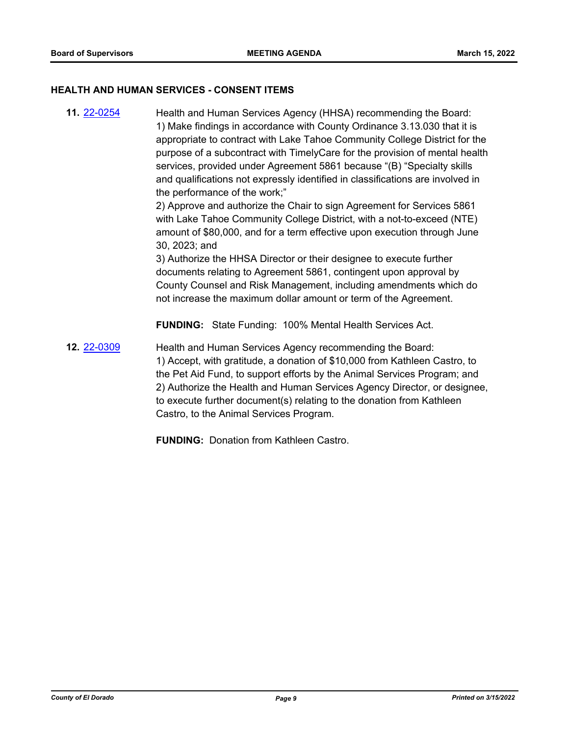## HEALTH AND HUMAN SERVICES - CONSENT ITEMS

**11.** 22-0254

Health and Human Services Agency (HHSA) recommending the Board:
1) Make findings in accordance with County Ordinance 3.13.030 that it is appropriate to contract with Lake Tahoe Community College District for the purpose of a subcontract with TimelyCare for the provision of mental health services, provided under Agreement 5861 because "(B) "Specialty skills and qualifications not expressly identified in classifications are involved in the performance of the work;"
2) Approve and authorize the Chair to sign Agreement for Services 5861 with Lake Tahoe Community College District, with a not-to-exceed (NTE) amount of $80,000, and for a term effective upon execution through June 30, 2023; and
3) Authorize the HHSA Director or their designee to execute further documents relating to Agreement 5861, contingent upon approval by County Counsel and Risk Management, including amendments which do not increase the maximum dollar amount or term of the Agreement.

**FUNDING:** State Funding: 100% Mental Health Services Act.

**12.** 22-0309

Health and Human Services Agency recommending the Board:
1) Accept, with gratitude, a donation of $10,000 from Kathleen Castro, to the Pet Aid Fund, to support efforts by the Animal Services Program; and
2) Authorize the Health and Human Services Agency Director, or designee, to execute further document(s) relating to the donation from Kathleen Castro, to the Animal Services Program.

**FUNDING:** Donation from Kathleen Castro.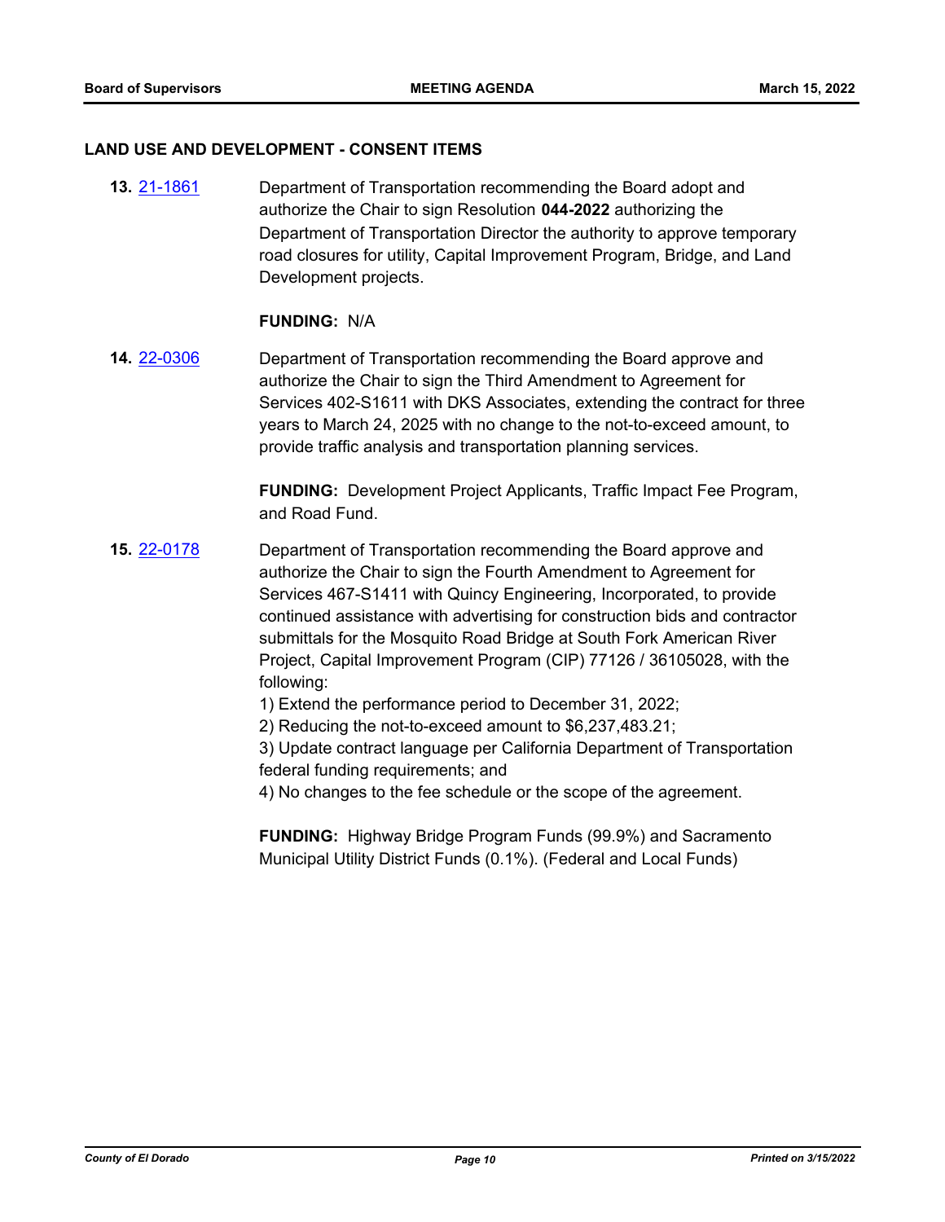## LAND USE AND DEVELOPMENT - CONSENT ITEMS

**13.** 21-1861 Department of Transportation recommending the Board adopt and authorize the Chair to sign Resolution **044-2022** authorizing the Department of Transportation Director the authority to approve temporary road closures for utility, Capital Improvement Program, Bridge, and Land Development projects.

**FUNDING:** N/A

**14.** 22-0306 Department of Transportation recommending the Board approve and authorize the Chair to sign the Third Amendment to Agreement for Services 402-S1611 with DKS Associates, extending the contract for three years to March 24, 2025 with no change to the not-to-exceed amount, to provide traffic analysis and transportation planning services.

**FUNDING:** Development Project Applicants, Traffic Impact Fee Program, and Road Fund.

**15.** 22-0178 Department of Transportation recommending the Board approve and authorize the Chair to sign the Fourth Amendment to Agreement for Services 467-S1411 with Quincy Engineering, Incorporated, to provide continued assistance with advertising for construction bids and contractor submittals for the Mosquito Road Bridge at South Fork American River Project, Capital Improvement Program (CIP) 77126 / 36105028, with the following:

1) Extend the performance period to December 31, 2022;
2) Reducing the not-to-exceed amount to $6,237,483.21;
3) Update contract language per California Department of Transportation federal funding requirements; and
4) No changes to the fee schedule or the scope of the agreement.

**FUNDING:** Highway Bridge Program Funds (99.9%) and Sacramento Municipal Utility District Funds (0.1%). (Federal and Local Funds)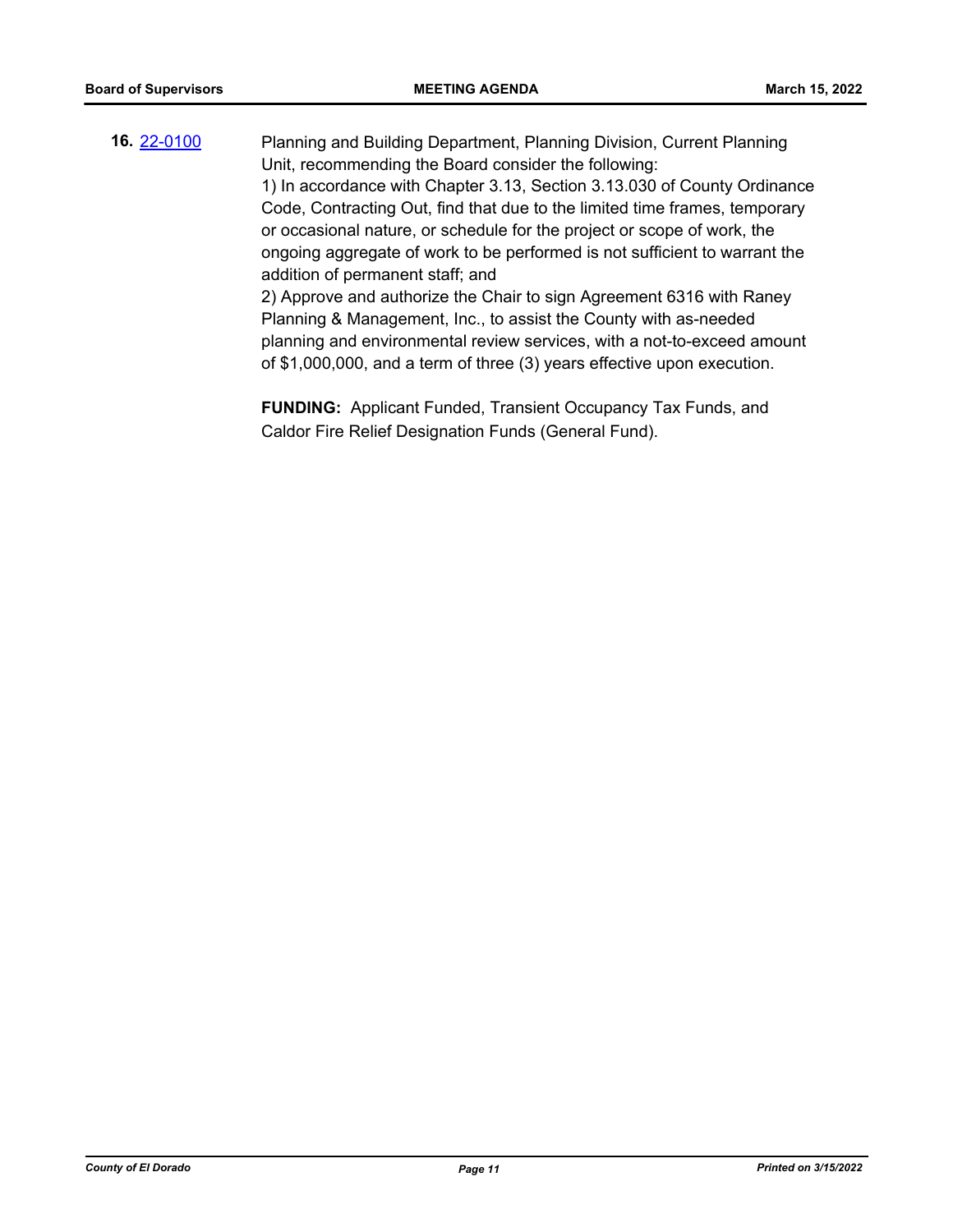**16.** [22-0100](22-0100)

Planning and Building Department, Planning Division, Current Planning Unit, recommending the Board consider the following:
1) In accordance with Chapter 3.13, Section 3.13.030 of County Ordinance Code, Contracting Out, find that due to the limited time frames, temporary or occasional nature, or schedule for the project or scope of work, the ongoing aggregate of work to be performed is not sufficient to warrant the addition of permanent staff; and
2) Approve and authorize the Chair to sign Agreement 6316 with Raney Planning & Management, Inc., to assist the County with as-needed planning and environmental review services, with a not-to-exceed amount of $1,000,000, and a term of three (3) years effective upon execution.

**FUNDING:** Applicant Funded, Transient Occupancy Tax Funds, and Caldor Fire Relief Designation Funds (General Fund).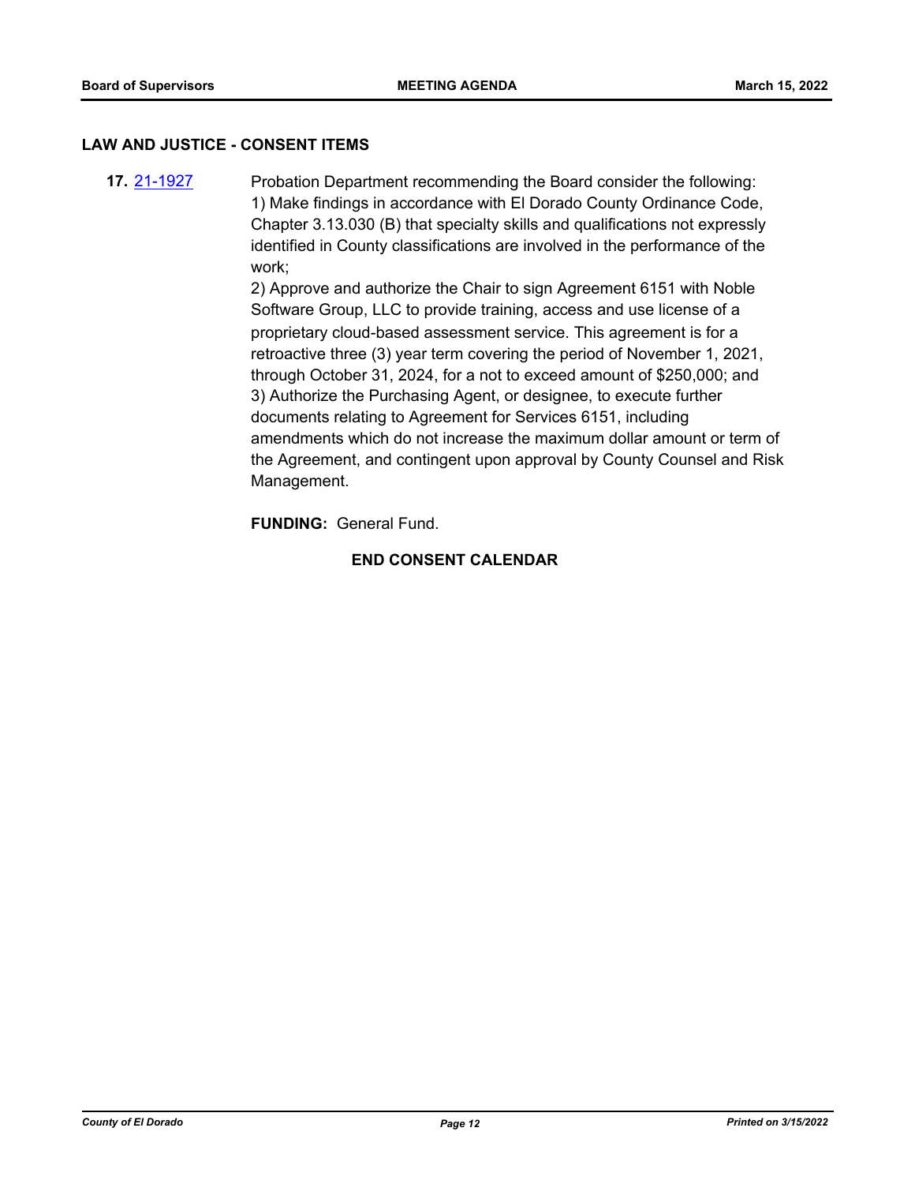## LAW AND JUSTICE - CONSENT ITEMS

**17.** [21-1927] Probation Department recommending the Board consider the following:
1) Make findings in accordance with El Dorado County Ordinance Code, Chapter 3.13.030 (B) that specialty skills and qualifications not expressly identified in County classifications are involved in the performance of the work;
2) Approve and authorize the Chair to sign Agreement 6151 with Noble Software Group, LLC to provide training, access and use license of a proprietary cloud-based assessment service. This agreement is for a retroactive three (3) year term covering the period of November 1, 2021, through October 31, 2024, for a not to exceed amount of $250,000; and
3) Authorize the Purchasing Agent, or designee, to execute further documents relating to Agreement for Services 6151, including amendments which do not increase the maximum dollar amount or term of the Agreement, and contingent upon approval by County Counsel and Risk Management.

**FUNDING:** General Fund.

**END CONSENT CALENDAR**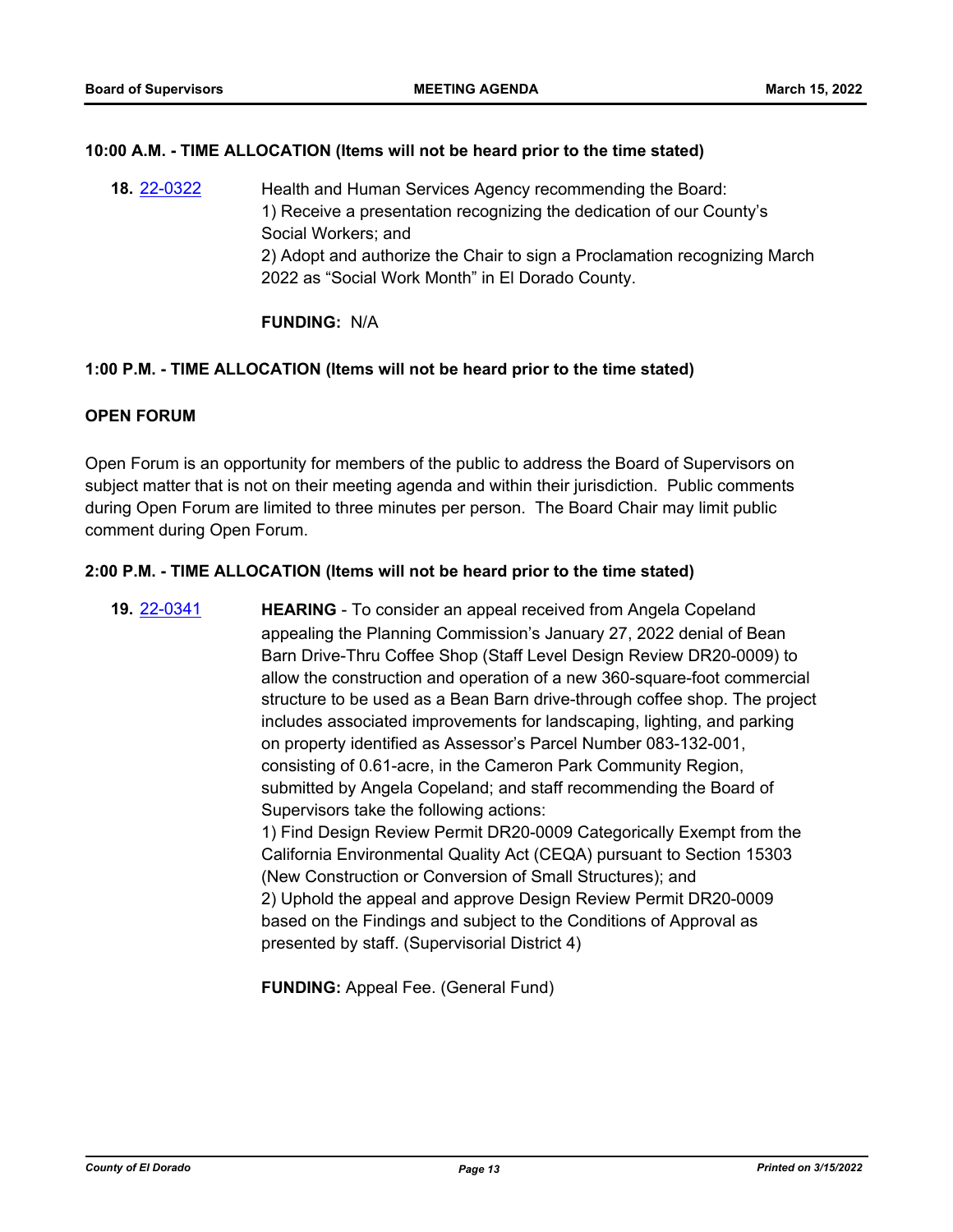**10:00 A.M. - TIME ALLOCATION (Items will not be heard prior to the time stated)**

**18.** [22-0322] Health and Human Services Agency recommending the Board:
1) Receive a presentation recognizing the dedication of our County's Social Workers; and
2) Adopt and authorize the Chair to sign a Proclamation recognizing March 2022 as "Social Work Month" in El Dorado County.

**FUNDING:** N/A

**1:00 P.M. - TIME ALLOCATION (Items will not be heard prior to the time stated)**

**OPEN FORUM**

Open Forum is an opportunity for members of the public to address the Board of Supervisors on subject matter that is not on their meeting agenda and within their jurisdiction. Public comments during Open Forum are limited to three minutes per person. The Board Chair may limit public comment during Open Forum.

**2:00 P.M. - TIME ALLOCATION (Items will not be heard prior to the time stated)**

**19.** [22-0341] **HEARING** - To consider an appeal received from Angela Copeland appealing the Planning Commission's January 27, 2022 denial of Bean Barn Drive-Thru Coffee Shop (Staff Level Design Review DR20-0009) to allow the construction and operation of a new 360-square-foot commercial structure to be used as a Bean Barn drive-through coffee shop. The project includes associated improvements for landscaping, lighting, and parking on property identified as Assessor's Parcel Number 083-132-001, consisting of 0.61-acre, in the Cameron Park Community Region, submitted by Angela Copeland; and staff recommending the Board of Supervisors take the following actions:
1) Find Design Review Permit DR20-0009 Categorically Exempt from the California Environmental Quality Act (CEQA) pursuant to Section 15303 (New Construction or Conversion of Small Structures); and
2) Uphold the appeal and approve Design Review Permit DR20-0009 based on the Findings and subject to the Conditions of Approval as presented by staff. (Supervisorial District 4)

**FUNDING:** Appeal Fee. (General Fund)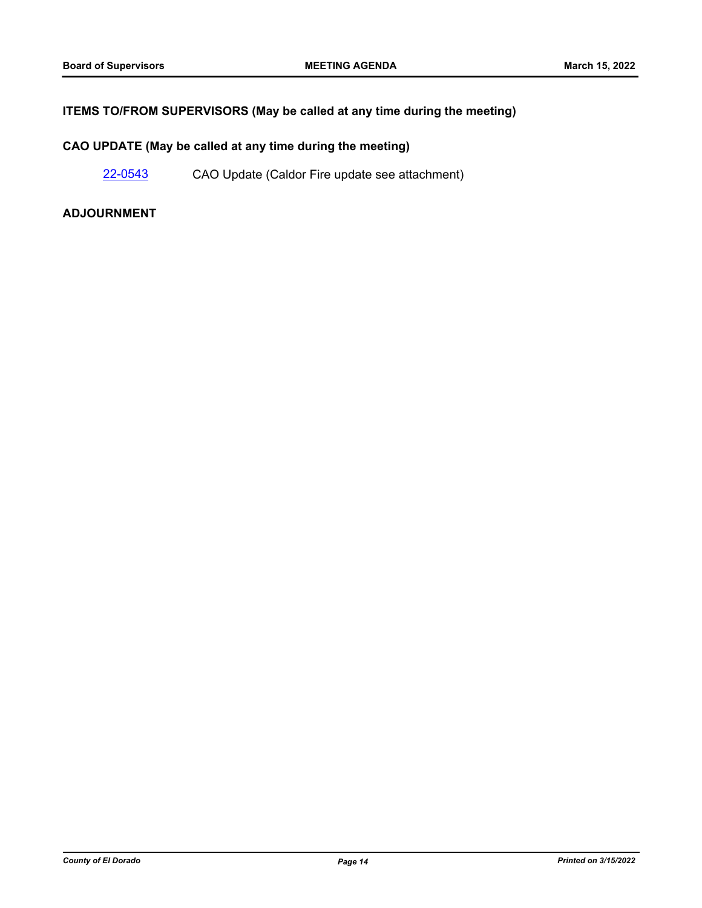## ITEMS TO/FROM SUPERVISORS (May be called at any time during the meeting)

## CAO UPDATE (May be called at any time during the meeting)

22-0543 CAO Update (Caldor Fire update see attachment)

## ADJOURNMENT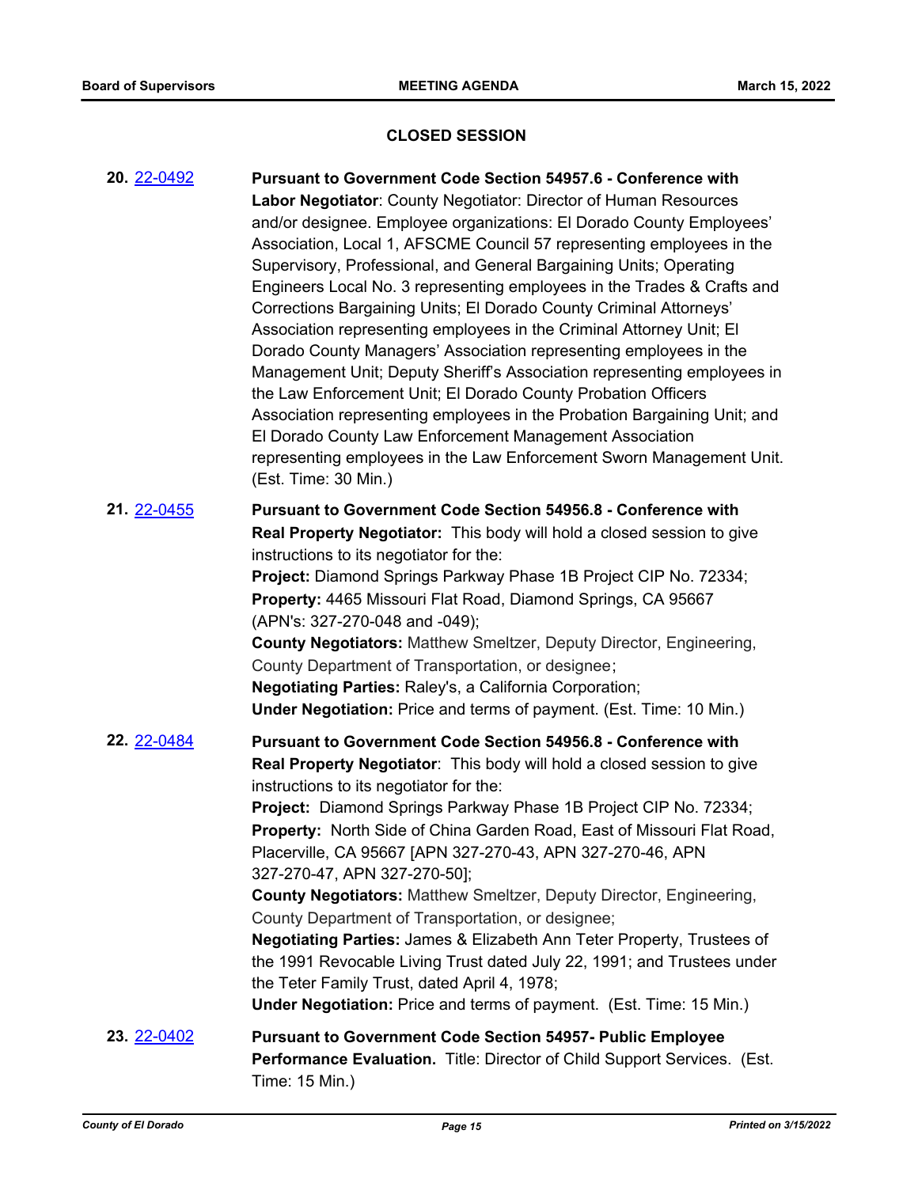## CLOSED SESSION

**20.** 22-0492 **Pursuant to Government Code Section 54957.6 - Conference with Labor Negotiator**: County Negotiator: Director of Human Resources and/or designee. Employee organizations: El Dorado County Employees' Association, Local 1, AFSCME Council 57 representing employees in the Supervisory, Professional, and General Bargaining Units; Operating Engineers Local No. 3 representing employees in the Trades & Crafts and Corrections Bargaining Units; El Dorado County Criminal Attorneys' Association representing employees in the Criminal Attorney Unit; El Dorado County Managers' Association representing employees in the Management Unit; Deputy Sheriff's Association representing employees in the Law Enforcement Unit; El Dorado County Probation Officers Association representing employees in the Probation Bargaining Unit; and El Dorado County Law Enforcement Management Association representing employees in the Law Enforcement Sworn Management Unit. (Est. Time: 30 Min.)

**21.** 22-0455 **Pursuant to Government Code Section 54956.8 - Conference with Real Property Negotiator:** This body will hold a closed session to give instructions to its negotiator for the:
**Project:** Diamond Springs Parkway Phase 1B Project CIP No. 72334;
**Property:** 4465 Missouri Flat Road, Diamond Springs, CA 95667 (APN's: 327-270-048 and -049);
**County Negotiators:** Matthew Smeltzer, Deputy Director, Engineering, County Department of Transportation, or designee;
**Negotiating Parties:** Raley's, a California Corporation;
**Under Negotiation:** Price and terms of payment. (Est. Time: 10 Min.)

**22.** 22-0484 **Pursuant to Government Code Section 54956.8 - Conference with Real Property Negotiator**: This body will hold a closed session to give instructions to its negotiator for the:
**Project:** Diamond Springs Parkway Phase 1B Project CIP No. 72334;
**Property:** North Side of China Garden Road, East of Missouri Flat Road, Placerville, CA 95667 [APN 327-270-43, APN 327-270-46, APN 327-270-47, APN 327-270-50];
**County Negotiators:** Matthew Smeltzer, Deputy Director, Engineering, County Department of Transportation, or designee;
**Negotiating Parties:** James & Elizabeth Ann Teter Property, Trustees of the 1991 Revocable Living Trust dated July 22, 1991; and Trustees under the Teter Family Trust, dated April 4, 1978;
**Under Negotiation:** Price and terms of payment. (Est. Time: 15 Min.)

**23.** 22-0402 **Pursuant to Government Code Section 54957- Public Employee Performance Evaluation.** Title: Director of Child Support Services. (Est. Time: 15 Min.)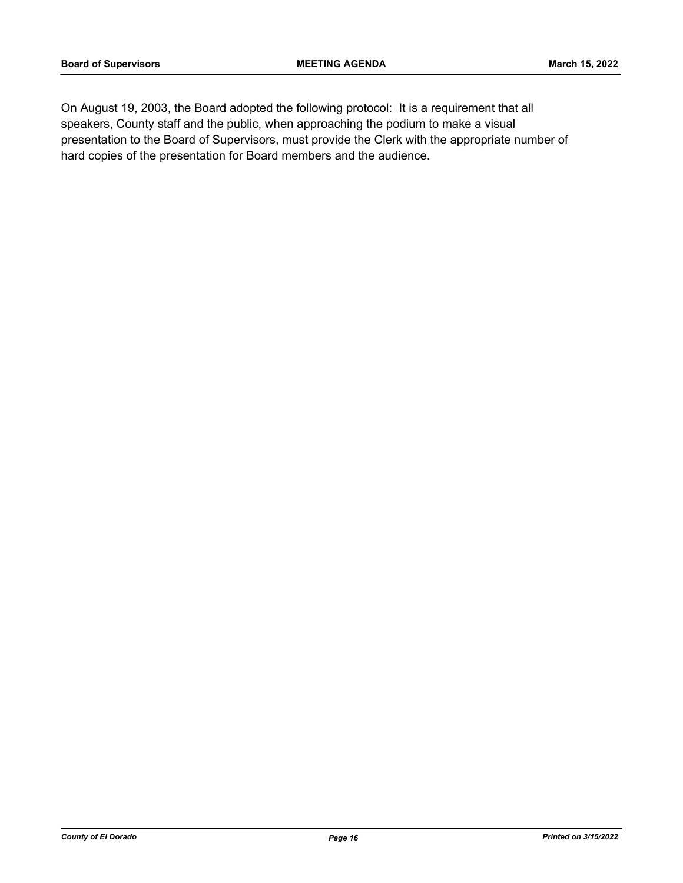On August 19, 2003, the Board adopted the following protocol: It is a requirement that all speakers, County staff and the public, when approaching the podium to make a visual presentation to the Board of Supervisors, must provide the Clerk with the appropriate number of hard copies of the presentation for Board members and the audience.